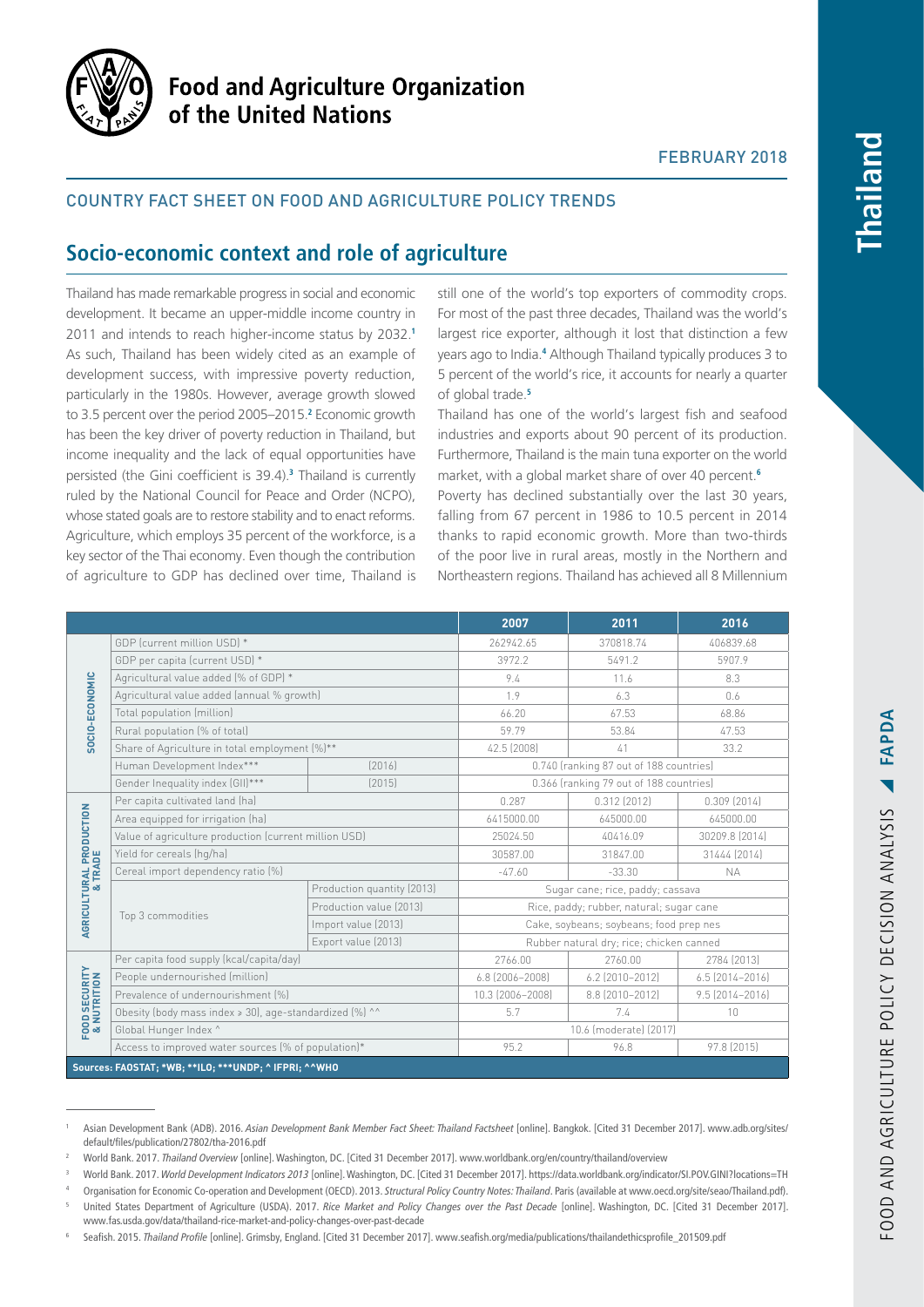# Food and Agriculture Organization of the United Nations

FEBRUARY 2018

## COUNTRY FACT SHEET ON FOOD AND AGRICULTURE POLICY TRENDS

# Thailand

## Socio-economic context and role of agriculture

Thailand has made remarkable progress in social and economic development. It became an upper-middle income country in 2011 and intends to reach higher-income status by 2032.[1] As such, Thailand has been widely cited as an example of development success, with impressive poverty reduction, particularly in the 1980s. However, average growth slowed to 3.5 percent over the period 2005–2015.[2] Economic growth has been the key driver of poverty reduction in Thailand, but income inequality and the lack of equal opportunities have persisted (the Gini coefficient is 39.4).[3] Thailand is currently ruled by the National Council for Peace and Order (NCPO), whose stated goals are to restore stability and to enact reforms. Agriculture, which employs 35 percent of the workforce, is a key sector of the Thai economy. Even though the contribution of agriculture to GDP has declined over time, Thailand is still one of the world's top exporters of commodity crops. For most of the past three decades, Thailand was the world's largest rice exporter, although it lost that distinction a few years ago to India.[4] Although Thailand typically produces 3 to 5 percent of the world's rice, it accounts for nearly a quarter of global trade.[5]

Thailand has one of the world's largest fish and seafood industries and exports about 90 percent of its production. Furthermore, Thailand is the main tuna exporter on the world market, with a global market share of over 40 percent.[6]

Poverty has declined substantially over the last 30 years, falling from 67 percent in 1986 to 10.5 percent in 2014 thanks to rapid economic growth. More than two-thirds of the poor live in rural areas, mostly in the Northern and Northeastern regions. Thailand has achieved all 8 Millennium

| | | | 2007 | 2011 | 2016 |
|---|---|---|---|---|---|
| SOCIO-ECONOMIC | GDP (current million USD) * | | 262942.65 | 370818.74 | 406839.68 |
| | GDP per capita (current USD) * | | 3972.2 | 5491.2 | 5907.9 |
| | Agricultural value added (% of GDP) * | | 9.4 | 11.6 | 8.3 |
| | Agricultural value added (annual % growth) | | 1.9 | 6.3 | 0.6 |
| | Total population (million) | | 66.20 | 67.53 | 68.86 |
| | Rural population (% of total) | | 59.79 | 53.84 | 47.53 |
| | Share of Agriculture in total employment (%)** | | 42.5 (2008) | 41 | 33.2 |
| | Human Development Index*** | (2016) | 0.740 (ranking 87 out of 188 countries) | | |
| | Gender Inequality index (GII)*** | (2015) | 0.366 (ranking 79 out of 188 countries) | | |
| AGRICULTURAL PRODUCTION & TRADE | Per capita cultivated land (ha) | | 0.287 | 0.312 (2012) | 0.309 (2014) |
| | Area equipped for irrigation (ha) | | 6415000.00 | 645000.00 | 645000.00 |
| | Value of agriculture production (current million USD) | | 25024.50 | 40416.09 | 30209.8 (2014) |
| | Yield for cereals (hg/ha) | | 30587.00 | 31847.00 | 31444 (2014) |
| | Cereal import dependency ratio (%) | | -47.60 | -33.30 | NA |
| | Top 3 commodities | Production quantity (2013) | Sugar cane; rice, paddy; cassava | | |
| | | Production value (2013) | Rice, paddy; rubber, natural; sugar cane | | |
| | | Import value (2013) | Cake, soybeans; soybeans; food prep nes | | |
| | | Export value (2013) | Rubber natural dry; rice; chicken canned | | |
| FOOD SECURITY & NUTRITION | Per capita food supply (kcal/capita/day) | | 2766.00 | 2760.00 | 2784 (2013) |
| | People undernourished (million) | | 6.8 (2006–2008) | 6.2 (2010–2012) | 6.5 (2014–2016) |
| | Prevalence of undernourishment (%) | | 10.3 (2006–2008) | 8.8 (2010–2012) | 9.5 (2014–2016) |
| | Obesity (body mass index ≥ 30), age-standardized (%) ^^ | | 5.7 | 7.4 | 10 |
| | Global Hunger Index ^ | | 10.6 (moderate) (2017) | | |
| | Access to improved water sources (% of population)* | | 95.2 | 96.8 | 97.8 (2015) |

**Sources: FAOSTAT; *WB; **ILO; ***UNDP; ^ IFPRI; ^^WHO**

---

[1] Asian Development Bank (ADB). 2016. *Asian Development Bank Member Fact Sheet: Thailand Factsheet* [online]. Bangkok. [Cited 31 December 2017]. www.adb.org/sites/default/files/publication/27802/tha-2016.pdf

[2] World Bank. 2017. *Thailand Overview* [online]. Washington, DC. [Cited 31 December 2017]. www.worldbank.org/en/country/thailand/overview

[3] World Bank. 2017. *World Development Indicators 2013* [online]. Washington, DC. [Cited 31 December 2017]. https://data.worldbank.org/indicator/SI.POV.GINI?locations=TH

[4] Organisation for Economic Co-operation and Development (OECD). 2013. *Structural Policy Country Notes: Thailand*. Paris (available at www.oecd.org/site/seao/Thailand.pdf).

[5] United States Department of Agriculture (USDA). 2017. *Rice Market and Policy Changes over the Past Decade* [online]. Washington, DC. [Cited 31 December 2017]. www.fas.usda.gov/data/thailand-rice-market-and-policy-changes-over-past-decade

[6] Seafish. 2015. *Thailand Profile* [online]. Grimsby, England. [Cited 31 December 2017]. www.seafish.org/media/publications/thailandethicsprofile_201509.pdf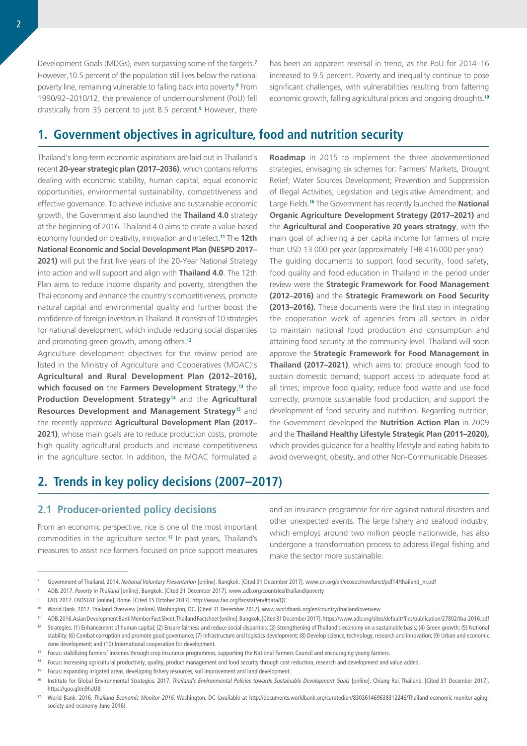Development Goals (MDGs), even surpassing some of the targets.[7] However,10.5 percent of the population still lives below the national poverty line, remaining vulnerable to falling back into poverty.[8] From 1990/92–2010/12, the prevalence of undernourishment (PoU) fell drastically from 35 percent to just 8.5 percent.[9] However, there has been an apparent reversal in trend, as the PoU for 2014–16 increased to 9.5 percent. Poverty and inequality continue to pose significant challenges, with vulnerabilities resulting from faltering economic growth, falling agricultural prices and ongoing droughts.[10]

## 1. Government objectives in agriculture, food and nutrition security

Thailand's long-term economic aspirations are laid out in Thailand's recent **20-year strategic plan (2017–2036)**, which contains reforms dealing with economic stability, human capital, equal economic opportunities, environmental sustainability, competitiveness and effective governance. To achieve inclusive and sustainable economic growth, the Government also launched the **Thailand 4.0** strategy at the beginning of 2016. Thailand 4.0 aims to create a value-based economy founded on creativity, innovation and intellect.[11] The **12th National Economic and Social Development Plan (NESPD 2017–2021)** will put the first five years of the 20-Year National Strategy into action and will support and align with **Thailand 4.0**. The 12th Plan aims to reduce income disparity and poverty, strengthen the Thai economy and enhance the country's competitiveness, promote natural capital and environmental quality and further boost the confidence of foreign investors in Thailand. It consists of 10 strategies for national development, which include reducing social disparities and promoting green growth, among others.[12]

Agriculture development objectives for the review period are listed in the Ministry of Agriculture and Cooperatives (MOAC)'s **Agricultural and Rural Development Plan (2012–2016), which focused on** the **Farmers Development Strategy**,[13] the **Production Development Strategy**[14] and the **Agricultural Resources Development and Management Strategy**[15] and the recently approved **Agricultural Development Plan (2017–2021)**, whose main goals are to reduce production costs, promote high quality agricultural products and increase competitiveness in the agriculture sector. In addition, the MOAC formulated a **Roadmap** in 2015 to implement the three abovementioned strategies, envisaging six schemes for: Farmers' Markets, Drought Relief; Water Sources Development; Prevention and Suppression of Illegal Activities; Legislation and Legislative Amendment; and Large Fields.[16] The Government has recently launched the **National Organic Agriculture Development Strategy (2017–2021)** and the **Agricultural and Cooperative 20 years strategy**, with the main goal of achieving a per capita income for farmers of more than USD 13 000 per year (approximately THB 416 000 per year).

The guiding documents to support food security, food safety, food quality and food education in Thailand in the period under review were the **Strategic Framework for Food Management (2012–2016)** and the **Strategic Framework on Food Security (2013–2016).** These documents were the first step in integrating the cooperation work of agencies from all sectors in order to maintain national food production and consumption and attaining food security at the community level. Thailand will soon approve the **Strategic Framework for Food Management in Thailand (2017–2021)**, which aims to: produce enough food to sustain domestic demand; support access to adequate food at all times; improve food quality; reduce food waste and use food correctly; promote sustainable food production; and support the development of food security and nutrition. Regarding nutrition, the Government developed the **Nutrition Action Plan** in 2009 and the **Thailand Healthy Lifestyle Strategic Plan (2011–2020),** which provides guidance for a healthy lifestyle and eating habits to avoid overweight, obesity, and other Non-Communicable Diseases.

## 2. Trends in key policy decisions (2007–2017)

### 2.1 Producer-oriented policy decisions

From an economic perspective, rice is one of the most important commodities in the agriculture sector.[17] In past years, Thailand's measures to assist rice farmers focused on price support measures and an insurance programme for rice against natural disasters and other unexpected events. The large fishery and seafood industry, which employs around two million people nationwide, has also undergone a transformation process to address illegal fishing and make the sector more sustainable.

---

[7] Government of Thailand. 2014. *National Voluntary Presentation* [online]. Bangkok. [Cited 31 December 2017]. www.un.org/en/ecosoc/newfunct/pdf14/thailand_nr.pdf

[8] ADB. 2017. *Poverty in Thailand* [online]. Bangkok. [Cited 31 December 2017]. www.adb.org/countries/thailand/poverty

[9] FAO. 2017. FAOSTAT [online]. Rome. [Cited 15 October 2017]. http://www.fao.org/faostat/en/#data/QC

[10] World Bank. 2017. Thailand Overview [online]. Washington, DC. [Cited 31 December 2017]. www.worldbank.org/en/country/thailand/overview

[11] ADB. 2016. Asian Development Bank Member Fact Sheet: Thailand Factsheet [online]. Bangkok. [Cited 31 December 2017]. https://www.adb.org/sites/default/files/publication/27802/tha-2016.pdf

[12] Strategies: (1) Enhancement of human capital; (2) Ensure fairness and reduce social disparities; (3) Strengthening of Thailand's economy on a sustainable basis; (4) Green growth; (5) National stability; (6) Combat corruption and promote good governance; (7) Infrastructure and logistics development; (8) Develop science, technology, research and innovation; (9) Urban and economic zone development; and (10) International cooperation for development.

[13] Focus: stabilizing farmers' incomes through crop insurance programmes, supporting the National Farmers Council and encouraging young farmers.

[14] Focus: increasing agricultural productivity, quality, product management and food security through cost reduction, research and development and value added.

[15] Focus: expanding irrigated areas, developing fishery resources, soil improvement and land development.

[16] Institute for Global Environmental Strategies. 2017. *Thailand's Environmental Policies towards Sustainable Development Goals* [online]. Chiang Rai, Thailand. [Cited 31 December 2017]. https://goo.gl/m9hdU8

[17] World Bank. 2016. *Thailand Economic Monitor 2016*. Washington, DC (available at http://documents.worldbank.org/curated/en/830261469638312246/Thailand-economic-monitor-aging-society-and-economy-June-2016).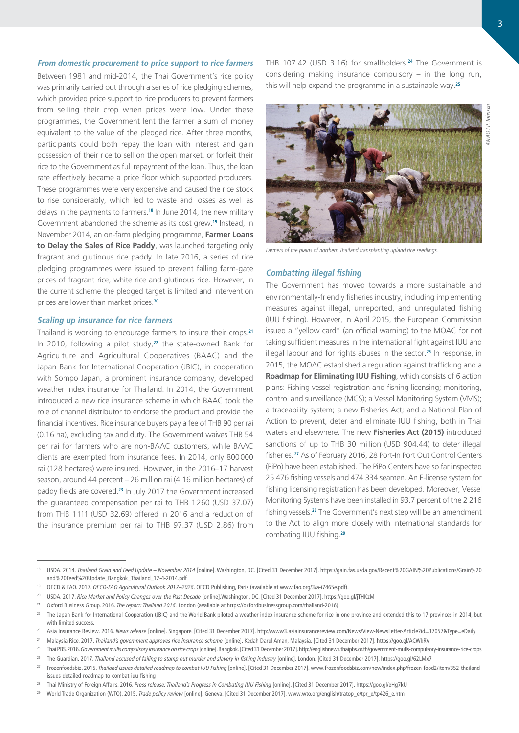### *From domestic procurement to price support to rice farmers*

Between 1981 and mid-2014, the Thai Government's rice policy was primarily carried out through a series of rice pledging schemes, which provided price support to rice producers to prevent farmers from selling their crop when prices were low. Under these programmes, the Government lent the farmer a sum of money equivalent to the value of the pledged rice. After three months, participants could both repay the loan with interest and gain possession of their rice to sell on the open market, or forfeit their rice to the Government as full repayment of the loan. Thus, the loan rate effectively became a price floor which supported producers. These programmes were very expensive and caused the rice stock to rise considerably, which led to waste and losses as well as delays in the payments to farmers.[18] In June 2014, the new military Government abandoned the scheme as its cost grew.[19] Instead, in November 2014, an on-farm pledging programme, **Farmer Loans to Delay the Sales of Rice Paddy**, was launched targeting only fragrant and glutinous rice paddy. In late 2016, a series of rice pledging programmes were issued to prevent falling farm-gate prices of fragrant rice, white rice and glutinous rice. However, in the current scheme the pledged target is limited and intervention prices are lower than market prices.[20]

### *Scaling up insurance for rice farmers*

Thailand is working to encourage farmers to insure their crops.[21] In 2010, following a pilot study,[22] the state-owned Bank for Agriculture and Agricultural Cooperatives (BAAC) and the Japan Bank for International Cooperation (JBIC), in cooperation with Sompo Japan, a prominent insurance company, developed weather index insurance for Thailand. In 2014, the Government introduced a new rice insurance scheme in which BAAC took the role of channel distributor to endorse the product and provide the financial incentives. Rice insurance buyers pay a fee of THB 90 per rai (0.16 ha), excluding tax and duty. The Government waives THB 54 per rai for farmers who are non-BAAC customers, while BAAC clients are exempted from insurance fees. In 2014, only 800 000 rai (128 hectares) were insured. However, in the 2016–17 harvest season, around 44 percent – 26 million rai (4.16 million hectares) of paddy fields are covered.[23] In July 2017 the Government increased the guaranteed compensation per rai to THB 1 260 (USD 37.07) from THB 1 111 (USD 32.69) offered in 2016 and a reduction of the insurance premium per rai to THB 97.37 (USD 2.86) from THB 107.42 (USD 3.16) for smallholders.[24] The Government is considering making insurance compulsory – in the long run, this will help expand the programme in a sustainable way.[25]

*Farmers of the plains of northern Thailand transplanting upland rice seedlings.*

©FAO / P. Johnson

### *Combatting illegal fishing*

The Government has moved towards a more sustainable and environmentally-friendly fisheries industry, including implementing measures against illegal, unreported, and unregulated fishing (IUU fishing). However, in April 2015, the European Commission issued a "yellow card" (an official warning) to the MOAC for not taking sufficient measures in the international fight against IUU and illegal labour and for rights abuses in the sector.[26] In response, in 2015, the MOAC established a regulation against trafficking and a **Roadmap for Eliminating IUU Fishing**, which consists of 6 action plans: Fishing vessel registration and fishing licensing; monitoring, control and surveillance (MCS); a Vessel Monitoring System (VMS); a traceability system; a new Fisheries Act; and a National Plan of Action to prevent, deter and eliminate IUU fishing, both in Thai waters and elsewhere. The new **Fisheries Act (2015)** introduced sanctions of up to THB 30 million (USD 904.44) to deter illegal fisheries.[27] As of February 2016, 28 Port-In Port Out Control Centers (PiPo) have been established. The PiPo Centers have so far inspected 25 476 fishing vessels and 474 334 seamen. An E-license system for fishing licensing registration has been developed. Moreover, Vessel Monitoring Systems have been installed in 93.7 percent of the 2 216 fishing vessels.[28] The Government's next step will be an amendment to the Act to align more closely with international standards for combatting IUU fishing.[29]

---

[18] USDA. 2014. *Thailand Grain and Feed Update – November 2014* [online]. Washington, DC. [Cited 31 December 2017]. https://gain.fas.usda.gov/Recent%20GAIN%20Publications/Grain%20and%20Feed%20Update_Bangkok_Thailand_12-4-2014.pdf

[19] OECD & FAO. 2017. *OECD-FAO Agricultural Outlook 2017–2026*. OECD Publishing, Paris (available at www.fao.org/3/a-i7465e.pdf).

[20] USDA. 2017. *Rice Market and Policy Changes over the Past Decade* [online].Washington, DC. [Cited 31 December 2017]. https://goo.gl/jTHKzM

[21] Oxford Business Group. 2016. *The report: Thailand 2016.* London (available at https://oxfordbusinessgroup.com/thailand-2016)

[22] The Japan Bank for International Cooperation (JBIC) and the World Bank piloted a weather index insurance scheme for rice in one province and extended this to 17 provinces in 2014, but with limited success.

[23] Asia Insurance Review. 2016. *News release* [online]. Singapore. [Cited 31 December 2017]. http://www3.asiainsurancereview.com/News/View-NewsLetter-Article?id=37057&Type=eDaily

[24] Malaysia Rice. 2017. *Thailand's government approves rice insurance scheme* [online]. Kedah Darul Aman, Malaysia. [Cited 31 December 2017]. https://goo.gl/ACWkRV

[25] Thai PBS. 2016. *Government mulls compulsory insurance on rice crops* [online]. Bangkok. [Cited 31 December 2017]. http://englishnews.thaipbs.or.th/government-mulls-compulsory-insurance-rice-crops

[26] The Guardian. 2017. *Thailand accused of failing to stamp out murder and slavery in fishing industry* [online]. London. [Cited 31 December 2017]. https://goo.gl/62LMx7

[27] Frozenfoodsbiz. 2015. *Thailand issues detailed roadmap to combat IUU Fishing* [online]. [Cited 31 December 2017]. www.frozenfoodsbiz.com/new/index.php/frozen-food2/item/352-thailand-issues-detailed-roadmap-to-combat-iuu-fishing

[28] Thai Ministry of Foreign Affairs. 2016. *Press release: Thailand's Progress in Combating IUU Fishing* [online]. [Cited 31 December 2017]. https://goo.gl/eHg7kU

[29] World Trade Organization (WTO). 2015. *Trade policy review* [online]. Geneva. [Cited 31 December 2017]. www.wto.org/english/tratop_e/tpr_e/tp426_e.htm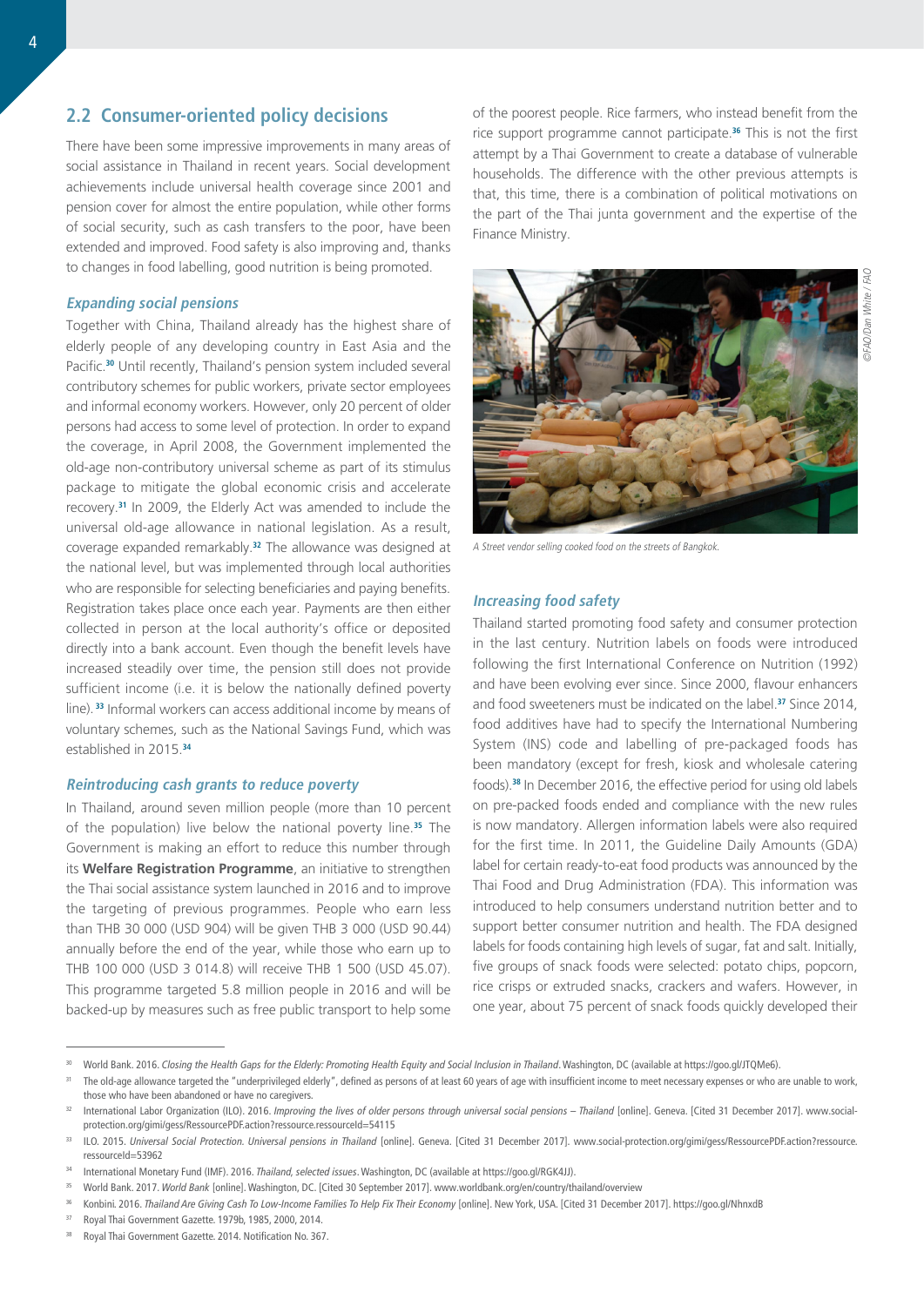## 2.2 Consumer-oriented policy decisions

There have been some impressive improvements in many areas of social assistance in Thailand in recent years. Social development achievements include universal health coverage since 2001 and pension cover for almost the entire population, while other forms of social security, such as cash transfers to the poor, have been extended and improved. Food safety is also improving and, thanks to changes in food labelling, good nutrition is being promoted.

### *Expanding social pensions*

Together with China, Thailand already has the highest share of elderly people of any developing country in East Asia and the Pacific.[30] Until recently, Thailand's pension system included several contributory schemes for public workers, private sector employees and informal economy workers. However, only 20 percent of older persons had access to some level of protection. In order to expand the coverage, in April 2008, the Government implemented the old-age non-contributory universal scheme as part of its stimulus package to mitigate the global economic crisis and accelerate recovery.[31] In 2009, the Elderly Act was amended to include the universal old-age allowance in national legislation. As a result, coverage expanded remarkably.[32] The allowance was designed at the national level, but was implemented through local authorities who are responsible for selecting beneficiaries and paying benefits. Registration takes place once each year. Payments are then either collected in person at the local authority's office or deposited directly into a bank account. Even though the benefit levels have increased steadily over time, the pension still does not provide sufficient income (i.e. it is below the nationally defined poverty line).[33] Informal workers can access additional income by means of voluntary schemes, such as the National Savings Fund, which was established in 2015.[34]

### *Reintroducing cash grants to reduce poverty*

In Thailand, around seven million people (more than 10 percent of the population) live below the national poverty line.[35] The Government is making an effort to reduce this number through its **Welfare Registration Programme**, an initiative to strengthen the Thai social assistance system launched in 2016 and to improve the targeting of previous programmes. People who earn less than THB 30 000 (USD 904) will be given THB 3 000 (USD 90.44) annually before the end of the year, while those who earn up to THB 100 000 (USD 3 014.8) will receive THB 1 500 (USD 45.07). This programme targeted 5.8 million people in 2016 and will be backed-up by measures such as free public transport to help some of the poorest people. Rice farmers, who instead benefit from the rice support programme cannot participate.[36] This is not the first attempt by a Thai Government to create a database of vulnerable households. The difference with the other previous attempts is that, this time, there is a combination of political motivations on the part of the Thai junta government and the expertise of the Finance Ministry.

©FAO/Dan White / FAO

*A Street vendor selling cooked food on the streets of Bangkok.*

### *Increasing food safety*

Thailand started promoting food safety and consumer protection in the last century. Nutrition labels on foods were introduced following the first International Conference on Nutrition (1992) and have been evolving ever since. Since 2000, flavour enhancers and food sweeteners must be indicated on the label.[37] Since 2014, food additives have had to specify the International Numbering System (INS) code and labelling of pre-packaged foods has been mandatory (except for fresh, kiosk and wholesale catering foods).[38] In December 2016, the effective period for using old labels on pre-packed foods ended and compliance with the new rules is now mandatory. Allergen information labels were also required for the first time. In 2011, the Guideline Daily Amounts (GDA) label for certain ready-to-eat food products was announced by the Thai Food and Drug Administration (FDA). This information was introduced to help consumers understand nutrition better and to support better consumer nutrition and health. The FDA designed labels for foods containing high levels of sugar, fat and salt. Initially, five groups of snack foods were selected: potato chips, popcorn, rice crisps or extruded snacks, crackers and wafers. However, in one year, about 75 percent of snack foods quickly developed their

---

[30] World Bank. 2016. *Closing the Health Gaps for the Elderly: Promoting Health Equity and Social Inclusion in Thailand*. Washington, DC (available at https://goo.gl/JTQMe6).

[31] The old-age allowance targeted the "underprivileged elderly", defined as persons of at least 60 years of age with insufficient income to meet necessary expenses or who are unable to work, those who have been abandoned or have no caregivers.

[32] International Labor Organization (ILO). 2016. *Improving the lives of older persons through universal social pensions – Thailand* [online]. Geneva. [Cited 31 December 2017]. www.social-protection.org/gimi/gess/RessourcePDF.action?ressource.ressourceId=54115

[33] ILO. 2015. *Universal Social Protection. Universal pensions in Thailand* [online]. Geneva. [Cited 31 December 2017]. www.social-protection.org/gimi/gess/RessourcePDF.action?ressource.ressourceId=53962

[34] International Monetary Fund (IMF). 2016. *Thailand, selected issues*. Washington, DC (available at https://goo.gl/RGK4JJ).

[35] World Bank. 2017. *World Bank* [online]. Washington, DC. [Cited 30 September 2017]. www.worldbank.org/en/country/thailand/overview

[36] Konbini. 2016. *Thailand Are Giving Cash To Low-Income Families To Help Fix Their Economy* [online]. New York, USA. [Cited 31 December 2017]. https://goo.gl/NhnxdB

[37] Royal Thai Government Gazette. 1979b, 1985, 2000, 2014.

[38] Royal Thai Government Gazette. 2014. Notification No. 367.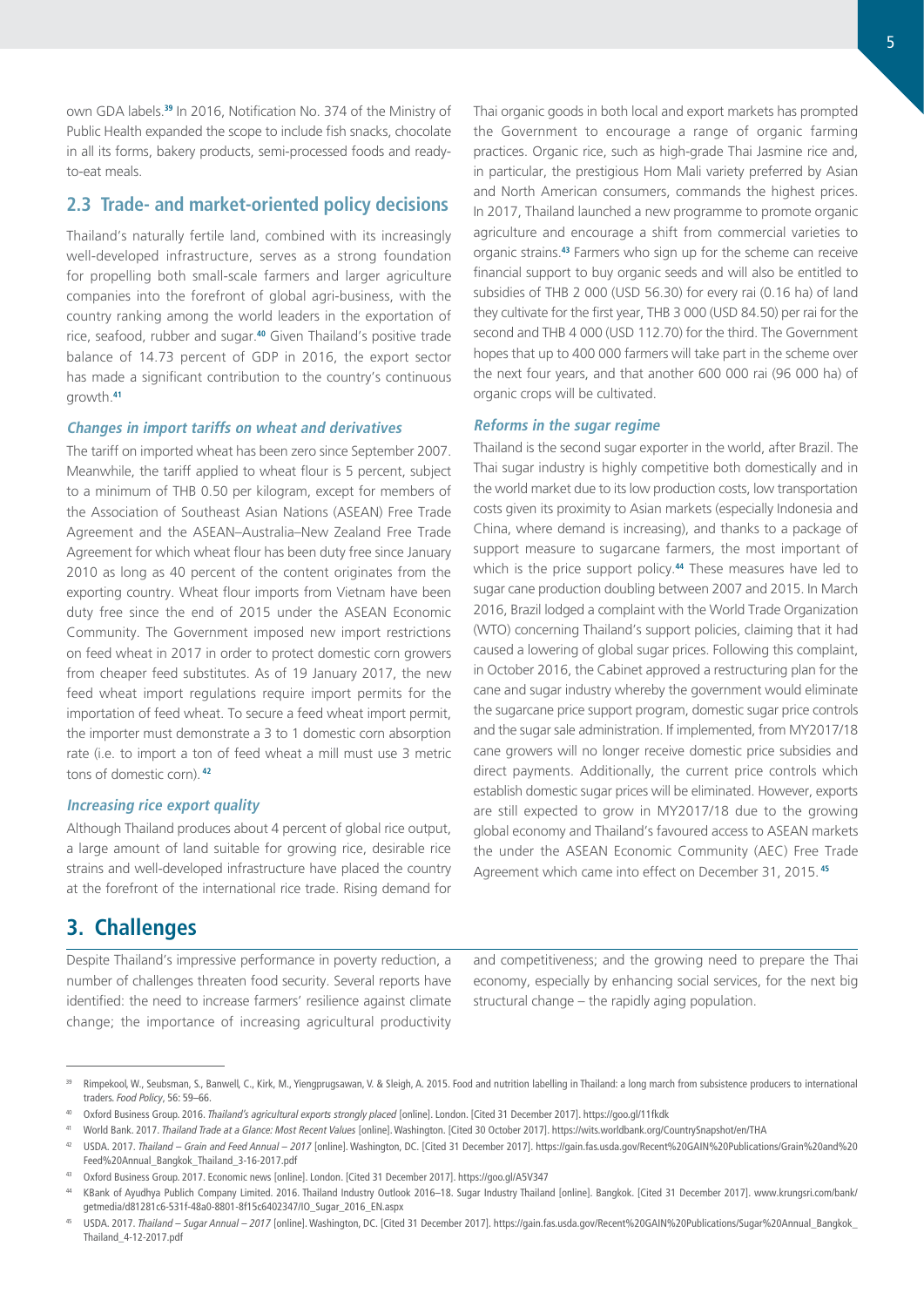own GDA labels.[39] In 2016, Notification No. 374 of the Ministry of Public Health expanded the scope to include fish snacks, chocolate in all its forms, bakery products, semi-processed foods and ready-to-eat meals.

## 2.3 Trade- and market-oriented policy decisions

Thailand's naturally fertile land, combined with its increasingly well-developed infrastructure, serves as a strong foundation for propelling both small-scale farmers and larger agriculture companies into the forefront of global agri-business, with the country ranking among the world leaders in the exportation of rice, seafood, rubber and sugar.[40] Given Thailand's positive trade balance of 14.73 percent of GDP in 2016, the export sector has made a significant contribution to the country's continuous growth.[41]

### *Changes in import tariffs on wheat and derivatives*

The tariff on imported wheat has been zero since September 2007. Meanwhile, the tariff applied to wheat flour is 5 percent, subject to a minimum of THB 0.50 per kilogram, except for members of the Association of Southeast Asian Nations (ASEAN) Free Trade Agreement and the ASEAN–Australia–New Zealand Free Trade Agreement for which wheat flour has been duty free since January 2010 as long as 40 percent of the content originates from the exporting country. Wheat flour imports from Vietnam have been duty free since the end of 2015 under the ASEAN Economic Community. The Government imposed new import restrictions on feed wheat in 2017 in order to protect domestic corn growers from cheaper feed substitutes. As of 19 January 2017, the new feed wheat import regulations require import permits for the importation of feed wheat. To secure a feed wheat import permit, the importer must demonstrate a 3 to 1 domestic corn absorption rate (i.e. to import a ton of feed wheat a mill must use 3 metric tons of domestic corn).[42]

### *Increasing rice export quality*

Although Thailand produces about 4 percent of global rice output, a large amount of land suitable for growing rice, desirable rice strains and well-developed infrastructure have placed the country at the forefront of the international rice trade. Rising demand for Thai organic goods in both local and export markets has prompted the Government to encourage a range of organic farming practices. Organic rice, such as high-grade Thai Jasmine rice and, in particular, the prestigious Hom Mali variety preferred by Asian and North American consumers, commands the highest prices. In 2017, Thailand launched a new programme to promote organic agriculture and encourage a shift from commercial varieties to organic strains.[43] Farmers who sign up for the scheme can receive financial support to buy organic seeds and will also be entitled to subsidies of THB 2 000 (USD 56.30) for every rai (0.16 ha) of land they cultivate for the first year, THB 3 000 (USD 84.50) per rai for the second and THB 4 000 (USD 112.70) for the third. The Government hopes that up to 400 000 farmers will take part in the scheme over the next four years, and that another 600 000 rai (96 000 ha) of organic crops will be cultivated.

### *Reforms in the sugar regime*

Thailand is the second sugar exporter in the world, after Brazil. The Thai sugar industry is highly competitive both domestically and in the world market due to its low production costs, low transportation costs given its proximity to Asian markets (especially Indonesia and China, where demand is increasing), and thanks to a package of support measure to sugarcane farmers, the most important of which is the price support policy.[44] These measures have led to sugar cane production doubling between 2007 and 2015. In March 2016, Brazil lodged a complaint with the World Trade Organization (WTO) concerning Thailand's support policies, claiming that it had caused a lowering of global sugar prices. Following this complaint, in October 2016, the Cabinet approved a restructuring plan for the cane and sugar industry whereby the government would eliminate the sugarcane price support program, domestic sugar price controls and the sugar sale administration. If implemented, from MY2017/18 cane growers will no longer receive domestic price subsidies and direct payments. Additionally, the current price controls which establish domestic sugar prices will be eliminated. However, exports are still expected to grow in MY2017/18 due to the growing global economy and Thailand's favoured access to ASEAN markets the under the ASEAN Economic Community (AEC) Free Trade Agreement which came into effect on December 31, 2015.[45]

# 3. Challenges

Despite Thailand's impressive performance in poverty reduction, a number of challenges threaten food security. Several reports have identified: the need to increase farmers' resilience against climate change; the importance of increasing agricultural productivity and competitiveness; and the growing need to prepare the Thai economy, especially by enhancing social services, for the next big structural change – the rapidly aging population.

---

[39] Rimpekool, W., Seubsman, S., Banwell, C., Kirk, M., Yiengprugsawan, V. & Sleigh, A. 2015. Food and nutrition labelling in Thailand: a long march from subsistence producers to international traders. *Food Policy*, 56: 59–66.

[40] Oxford Business Group. 2016. *Thailand's agricultural exports strongly placed* [online]. London. [Cited 31 December 2017]. https://goo.gl/11fkdk

[41] World Bank. 2017. *Thailand Trade at a Glance: Most Recent Values* [online]. Washington. [Cited 30 October 2017]. https://wits.worldbank.org/CountrySnapshot/en/THA

[42] USDA. 2017. *Thailand – Grain and Feed Annual – 2017* [online]. Washington, DC. [Cited 31 December 2017]. https://gain.fas.usda.gov/Recent%20GAIN%20Publications/Grain%20and%20Feed%20Annual_Bangkok_Thailand_3-16-2017.pdf

[43] Oxford Business Group. 2017. Economic news [online]. London. [Cited 31 December 2017]. https://goo.gl/A5V347

[44] KBank of Ayudhya Publich Company Limited. 2016. Thailand Industry Outlook 2016–18. Sugar Industry Thailand [online]. Bangkok. [Cited 31 December 2017]. www.krungsri.com/bank/getmedia/d81281c6-531f-48a0-8801-8f15c6402347/IO_Sugar_2016_EN.aspx

[45] USDA. 2017. *Thailand – Sugar Annual – 2017* [online]. Washington, DC. [Cited 31 December 2017]. https://gain.fas.usda.gov/Recent%20GAIN%20Publications/Sugar%20Annual_Bangkok_Thailand_4-12-2017.pdf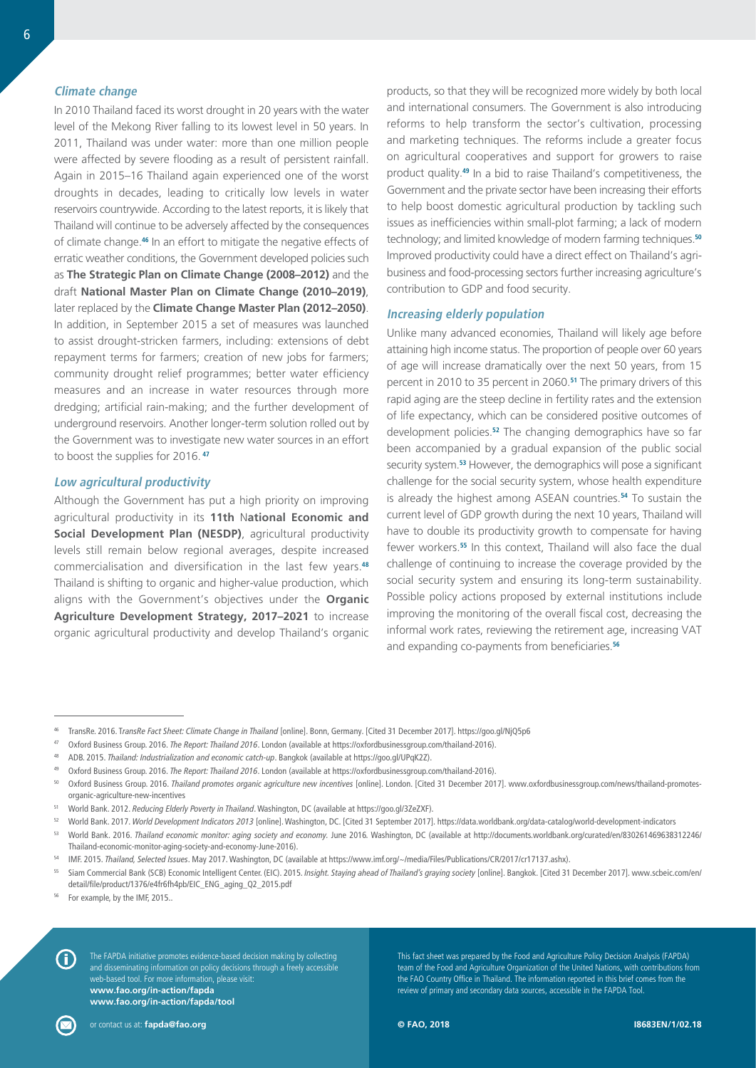### *Climate change*

In 2010 Thailand faced its worst drought in 20 years with the water level of the Mekong River falling to its lowest level in 50 years. In 2011, Thailand was under water: more than one million people were affected by severe flooding as a result of persistent rainfall. Again in 2015–16 Thailand again experienced one of the worst droughts in decades, leading to critically low levels in water reservoirs countrywide. According to the latest reports, it is likely that Thailand will continue to be adversely affected by the consequences of climate change.[46] In an effort to mitigate the negative effects of erratic weather conditions, the Government developed policies such as **The Strategic Plan on Climate Change (2008–2012)** and the draft **National Master Plan on Climate Change (2010–2019)**, later replaced by the **Climate Change Master Plan (2012–2050)**. In addition, in September 2015 a set of measures was launched to assist drought-stricken farmers, including: extensions of debt repayment terms for farmers; creation of new jobs for farmers; community drought relief programmes; better water efficiency measures and an increase in water resources through more dredging; artificial rain-making; and the further development of underground reservoirs. Another longer-term solution rolled out by the Government was to investigate new water sources in an effort to boost the supplies for 2016.[47]

### *Low agricultural productivity*

Although the Government has put a high priority on improving agricultural productivity in its **11th National Economic and Social Development Plan (NESDP)**, agricultural productivity levels still remain below regional averages, despite increased commercialisation and diversification in the last few years.[48] Thailand is shifting to organic and higher-value production, which aligns with the Government's objectives under the **Organic Agriculture Development Strategy, 2017–2021** to increase organic agricultural productivity and develop Thailand's organic products, so that they will be recognized more widely by both local and international consumers. The Government is also introducing reforms to help transform the sector's cultivation, processing and marketing techniques. The reforms include a greater focus on agricultural cooperatives and support for growers to raise product quality.[49] In a bid to raise Thailand's competitiveness, the Government and the private sector have been increasing their efforts to help boost domestic agricultural production by tackling such issues as inefficiencies within small-plot farming; a lack of modern technology; and limited knowledge of modern farming techniques.[50] Improved productivity could have a direct effect on Thailand's agri-business and food-processing sectors further increasing agriculture's contribution to GDP and food security.

### *Increasing elderly population*

Unlike many advanced economies, Thailand will likely age before attaining high income status. The proportion of people over 60 years of age will increase dramatically over the next 50 years, from 15 percent in 2010 to 35 percent in 2060.[51] The primary drivers of this rapid aging are the steep decline in fertility rates and the extension of life expectancy, which can be considered positive outcomes of development policies.[52] The changing demographics have so far been accompanied by a gradual expansion of the public social security system.[53] However, the demographics will pose a significant challenge for the social security system, whose health expenditure is already the highest among ASEAN countries.[54] To sustain the current level of GDP growth during the next 10 years, Thailand will have to double its productivity growth to compensate for having fewer workers.[55] In this context, Thailand will also face the dual challenge of continuing to increase the coverage provided by the social security system and ensuring its long-term sustainability. Possible policy actions proposed by external institutions include improving the monitoring of the overall fiscal cost, decreasing the informal work rates, reviewing the retirement age, increasing VAT and expanding co-payments from beneficiaries.[56]

---

[46] TransRe. 2016. *TransRe Fact Sheet: Climate Change in Thailand* [online]. Bonn, Germany. [Cited 31 December 2017]. https://goo.gl/NjQ5p6

[47] Oxford Business Group. 2016. *The Report: Thailand 2016*. London (available at https://oxfordbusinessgroup.com/thailand-2016).

[48] ADB. 2015. *Thailand: Industrialization and economic catch-up*. Bangkok (available at https://goo.gl/UPqK2Z).

[49] Oxford Business Group. 2016. *The Report: Thailand 2016*. London (available at https://oxfordbusinessgroup.com/thailand-2016).

[50] Oxford Business Group. 2016. *Thailand promotes organic agriculture new incentives* [online]. London. [Cited 31 December 2017]. www.oxfordbusinessgroup.com/news/thailand-promotes-organic-agriculture-new-incentives

[51] World Bank. 2012. *Reducing Elderly Poverty in Thailand*. Washington, DC (available at https://goo.gl/3ZeZXF).

[52] World Bank. 2017. *World Development Indicators 2013* [online]. Washington, DC. [Cited 31 September 2017]. https://data.worldbank.org/data-catalog/world-development-indicators

[53] World Bank. 2016. *Thailand economic monitor: aging society and economy*. June 2016. Washington, DC (available at http://documents.worldbank.org/curated/en/830261469638312246/Thailand-economic-monitor-aging-society-and-economy-June-2016).

[54] IMF. 2015. *Thailand, Selected Issues*. May 2017. Washington, DC (available at https://www.imf.org/~/media/Files/Publications/CR/2017/cr17137.ashx).

[55] Siam Commercial Bank (SCB) Economic Intelligent Center. (EIC). 2015. *Insight. Staying ahead of Thailand's graying society* [online]. Bangkok. [Cited 31 December 2017]. www.scbeic.com/en/detail/file/product/1376/e4fr6fh4pb/EIC_ENG_aging_Q2_2015.pdf

[56] For example, by the IMF, 2015..

---

The FAPDA initiative promotes evidence-based decision making by collecting and disseminating information on policy decisions through a freely accessible web-based tool. For more information, please visit:
**www.fao.org/in-action/fapda**
**www.fao.org/in-action/fapda/tool**

or contact us at: **fapda@fao.org**

This fact sheet was prepared by the Food and Agriculture Policy Decision Analysis (FAPDA) team of the Food and Agriculture Organization of the United Nations, with contributions from the FAO Country Office in Thailand. The information reported in this brief comes from the review of primary and secondary data sources, accessible in the FAPDA Tool.

**© FAO, 2018** **I8683EN/1/02.18**